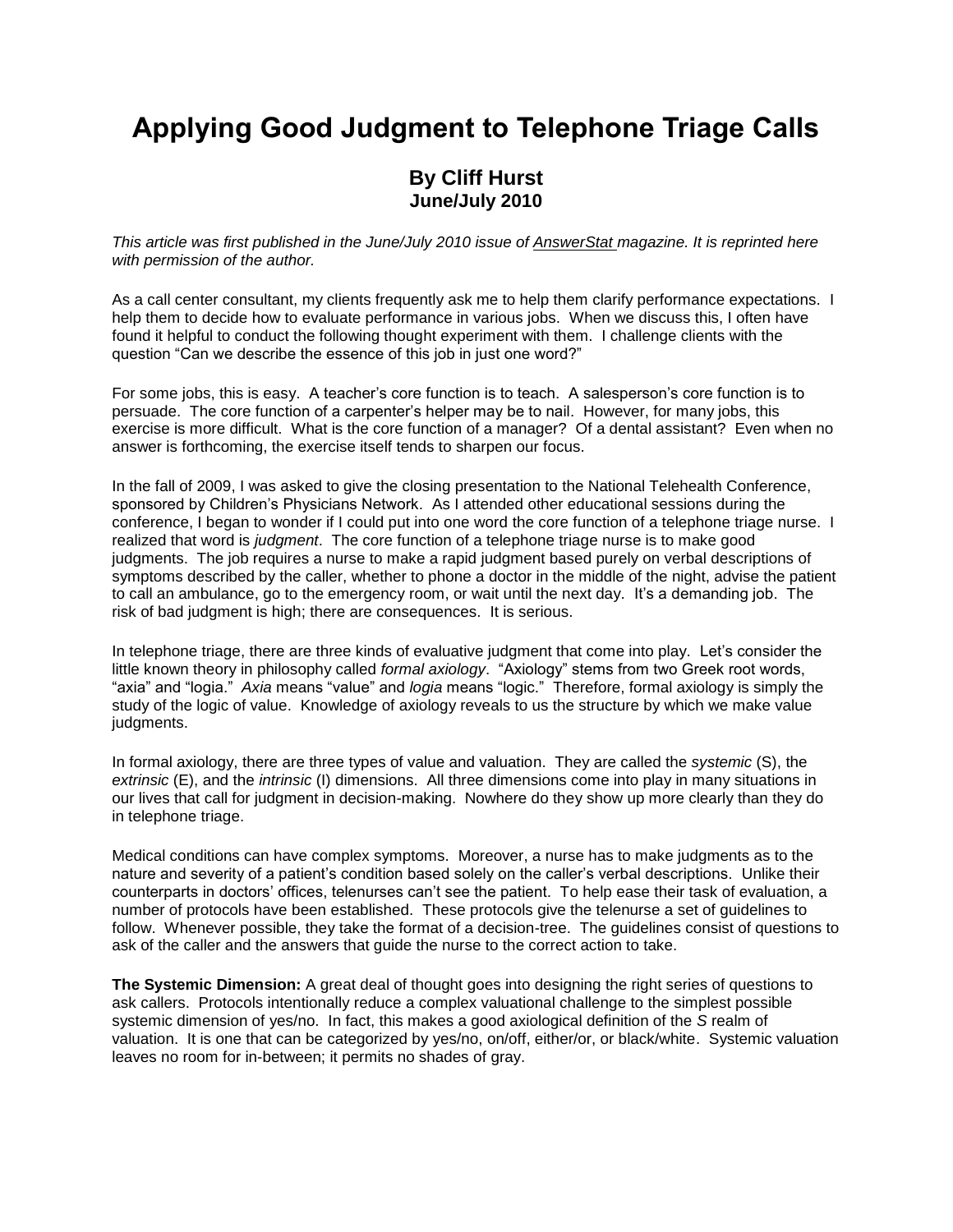# Applying Good Judgment to Telephone Triage Calls

## By Cliff Hurst
### June/July 2010

*This article was first published in the June/July 2010 issue of AnswerStat magazine. It is reprinted here with permission of the author.*

As a call center consultant, my clients frequently ask me to help them clarify performance expectations. I help them to decide how to evaluate performance in various jobs. When we discuss this, I often have found it helpful to conduct the following thought experiment with them. I challenge clients with the question "Can we describe the essence of this job in just one word?"

For some jobs, this is easy. A teacher's core function is to teach. A salesperson's core function is to persuade. The core function of a carpenter's helper may be to nail. However, for many jobs, this exercise is more difficult. What is the core function of a manager? Of a dental assistant? Even when no answer is forthcoming, the exercise itself tends to sharpen our focus.

In the fall of 2009, I was asked to give the closing presentation to the National Telehealth Conference, sponsored by Children's Physicians Network. As I attended other educational sessions during the conference, I began to wonder if I could put into one word the core function of a telephone triage nurse. I realized that word is *judgment*. The core function of a telephone triage nurse is to make good judgments. The job requires a nurse to make a rapid judgment based purely on verbal descriptions of symptoms described by the caller, whether to phone a doctor in the middle of the night, advise the patient to call an ambulance, go to the emergency room, or wait until the next day. It's a demanding job. The risk of bad judgment is high; there are consequences. It is serious.

In telephone triage, there are three kinds of evaluative judgment that come into play. Let's consider the little known theory in philosophy called *formal axiology*. "Axiology" stems from two Greek root words, "axia" and "logia." *Axia* means "value" and *logia* means "logic." Therefore, formal axiology is simply the study of the logic of value. Knowledge of axiology reveals to us the structure by which we make value judgments.

In formal axiology, there are three types of value and valuation. They are called the *systemic* (S), the *extrinsic* (E), and the *intrinsic* (I) dimensions. All three dimensions come into play in many situations in our lives that call for judgment in decision-making. Nowhere do they show up more clearly than they do in telephone triage.

Medical conditions can have complex symptoms. Moreover, a nurse has to make judgments as to the nature and severity of a patient's condition based solely on the caller's verbal descriptions. Unlike their counterparts in doctors' offices, telenurses can't see the patient. To help ease their task of evaluation, a number of protocols have been established. These protocols give the telenurse a set of guidelines to follow. Whenever possible, they take the format of a decision-tree. The guidelines consist of questions to ask of the caller and the answers that guide the nurse to the correct action to take.

**The Systemic Dimension:** A great deal of thought goes into designing the right series of questions to ask callers. Protocols intentionally reduce a complex valuational challenge to the simplest possible systemic dimension of yes/no. In fact, this makes a good axiological definition of the *S* realm of valuation. It is one that can be categorized by yes/no, on/off, either/or, or black/white. Systemic valuation leaves no room for in-between; it permits no shades of gray.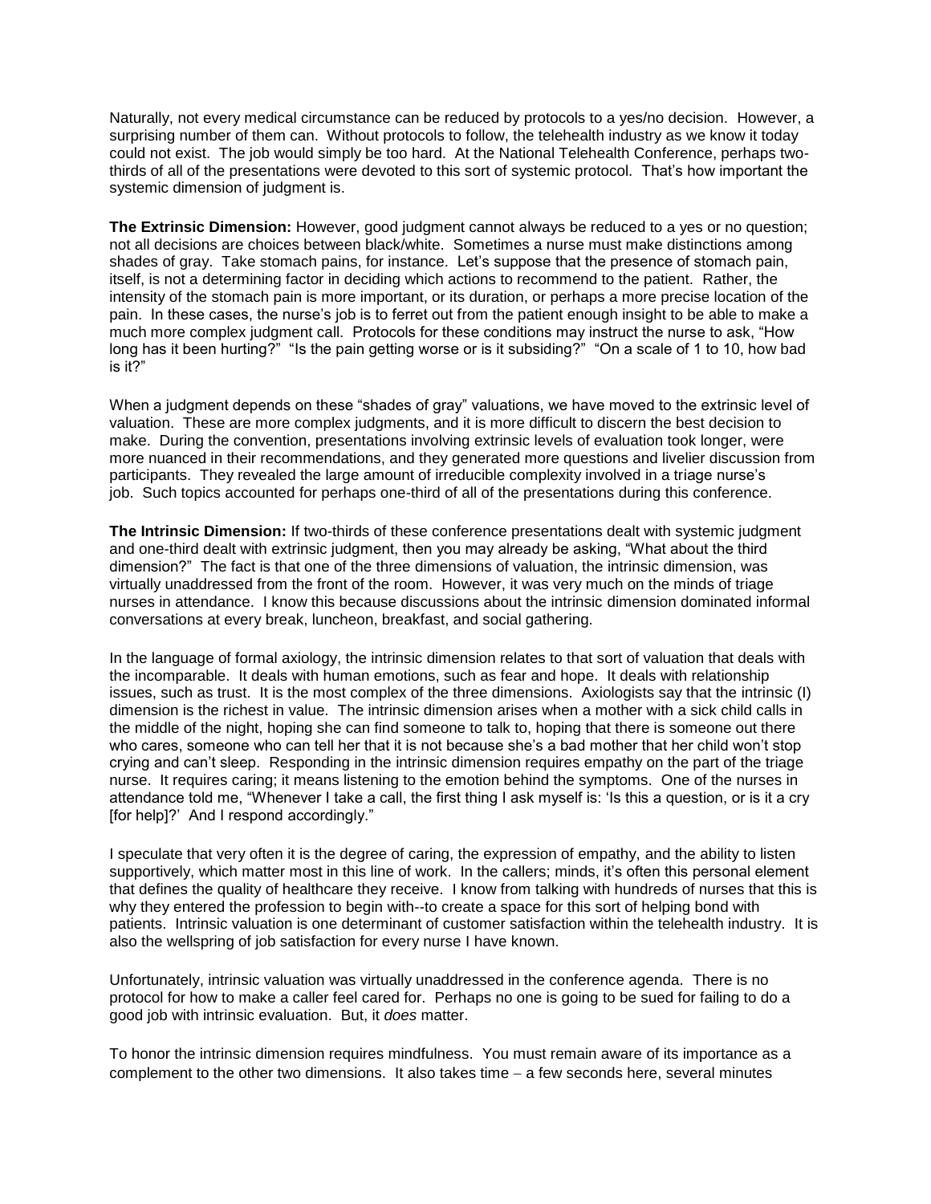Naturally, not every medical circumstance can be reduced by protocols to a yes/no decision. However, a surprising number of them can. Without protocols to follow, the telehealth industry as we know it today could not exist. The job would simply be too hard. At the National Telehealth Conference, perhaps two-thirds of all of the presentations were devoted to this sort of systemic protocol. That's how important the systemic dimension of judgment is.

**The Extrinsic Dimension:** However, good judgment cannot always be reduced to a yes or no question; not all decisions are choices between black/white. Sometimes a nurse must make distinctions among shades of gray. Take stomach pains, for instance. Let's suppose that the presence of stomach pain, itself, is not a determining factor in deciding which actions to recommend to the patient. Rather, the intensity of the stomach pain is more important, or its duration, or perhaps a more precise location of the pain. In these cases, the nurse's job is to ferret out from the patient enough insight to be able to make a much more complex judgment call. Protocols for these conditions may instruct the nurse to ask, "How long has it been hurting?" "Is the pain getting worse or is it subsiding?" "On a scale of 1 to 10, how bad is it?"

When a judgment depends on these "shades of gray" valuations, we have moved to the extrinsic level of valuation. These are more complex judgments, and it is more difficult to discern the best decision to make. During the convention, presentations involving extrinsic levels of evaluation took longer, were more nuanced in their recommendations, and they generated more questions and livelier discussion from participants. They revealed the large amount of irreducible complexity involved in a triage nurse's job. Such topics accounted for perhaps one-third of all of the presentations during this conference.

**The Intrinsic Dimension:** If two-thirds of these conference presentations dealt with systemic judgment and one-third dealt with extrinsic judgment, then you may already be asking, "What about the third dimension?" The fact is that one of the three dimensions of valuation, the intrinsic dimension, was virtually unaddressed from the front of the room. However, it was very much on the minds of triage nurses in attendance. I know this because discussions about the intrinsic dimension dominated informal conversations at every break, luncheon, breakfast, and social gathering.

In the language of formal axiology, the intrinsic dimension relates to that sort of valuation that deals with the incomparable. It deals with human emotions, such as fear and hope. It deals with relationship issues, such as trust. It is the most complex of the three dimensions. Axiologists say that the intrinsic (I) dimension is the richest in value. The intrinsic dimension arises when a mother with a sick child calls in the middle of the night, hoping she can find someone to talk to, hoping that there is someone out there who cares, someone who can tell her that it is not because she's a bad mother that her child won't stop crying and can't sleep. Responding in the intrinsic dimension requires empathy on the part of the triage nurse. It requires caring; it means listening to the emotion behind the symptoms. One of the nurses in attendance told me, "Whenever I take a call, the first thing I ask myself is: 'Is this a question, or is it a cry [for help]?' And I respond accordingly."

I speculate that very often it is the degree of caring, the expression of empathy, and the ability to listen supportively, which matter most in this line of work. In the callers; minds, it's often this personal element that defines the quality of healthcare they receive. I know from talking with hundreds of nurses that this is why they entered the profession to begin with--to create a space for this sort of helping bond with patients. Intrinsic valuation is one determinant of customer satisfaction within the telehealth industry. It is also the wellspring of job satisfaction for every nurse I have known.

Unfortunately, intrinsic valuation was virtually unaddressed in the conference agenda. There is no protocol for how to make a caller feel cared for. Perhaps no one is going to be sued for failing to do a good job with intrinsic evaluation. But, it *does* matter.

To honor the intrinsic dimension requires mindfulness. You must remain aware of its importance as a complement to the other two dimensions. It also takes time – a few seconds here, several minutes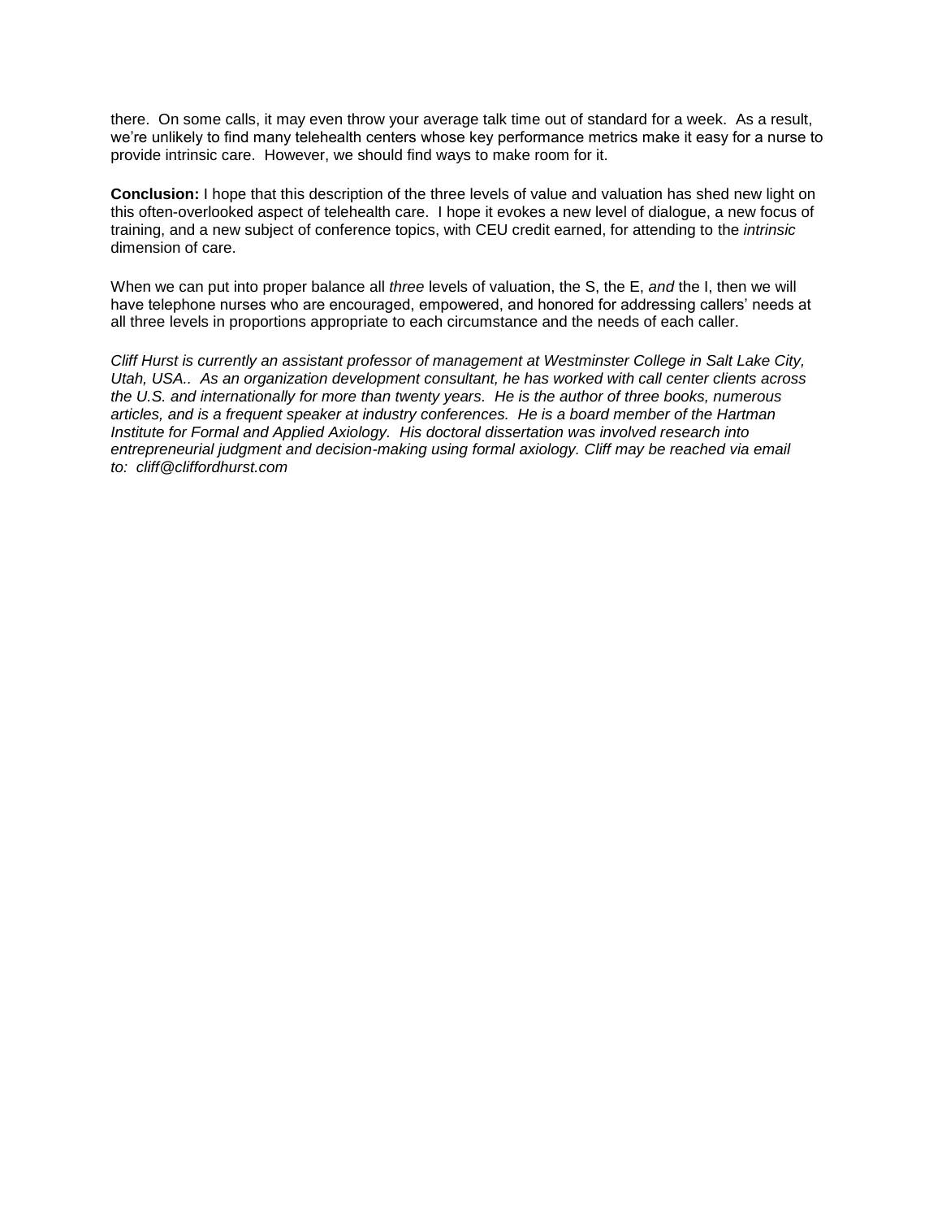there. On some calls, it may even throw your average talk time out of standard for a week. As a result, we're unlikely to find many telehealth centers whose key performance metrics make it easy for a nurse to provide intrinsic care. However, we should find ways to make room for it.

**Conclusion:** I hope that this description of the three levels of value and valuation has shed new light on this often-overlooked aspect of telehealth care. I hope it evokes a new level of dialogue, a new focus of training, and a new subject of conference topics, with CEU credit earned, for attending to the *intrinsic* dimension of care.

When we can put into proper balance all *three* levels of valuation, the S, the E, *and* the I, then we will have telephone nurses who are encouraged, empowered, and honored for addressing callers' needs at all three levels in proportions appropriate to each circumstance and the needs of each caller.

*Cliff Hurst is currently an assistant professor of management at Westminster College in Salt Lake City, Utah, USA.. As an organization development consultant, he has worked with call center clients across the U.S. and internationally for more than twenty years. He is the author of three books, numerous articles, and is a frequent speaker at industry conferences. He is a board member of the Hartman Institute for Formal and Applied Axiology. His doctoral dissertation was involved research into entrepreneurial judgment and decision-making using formal axiology. Cliff may be reached via email to: cliff@cliffordhurst.com*